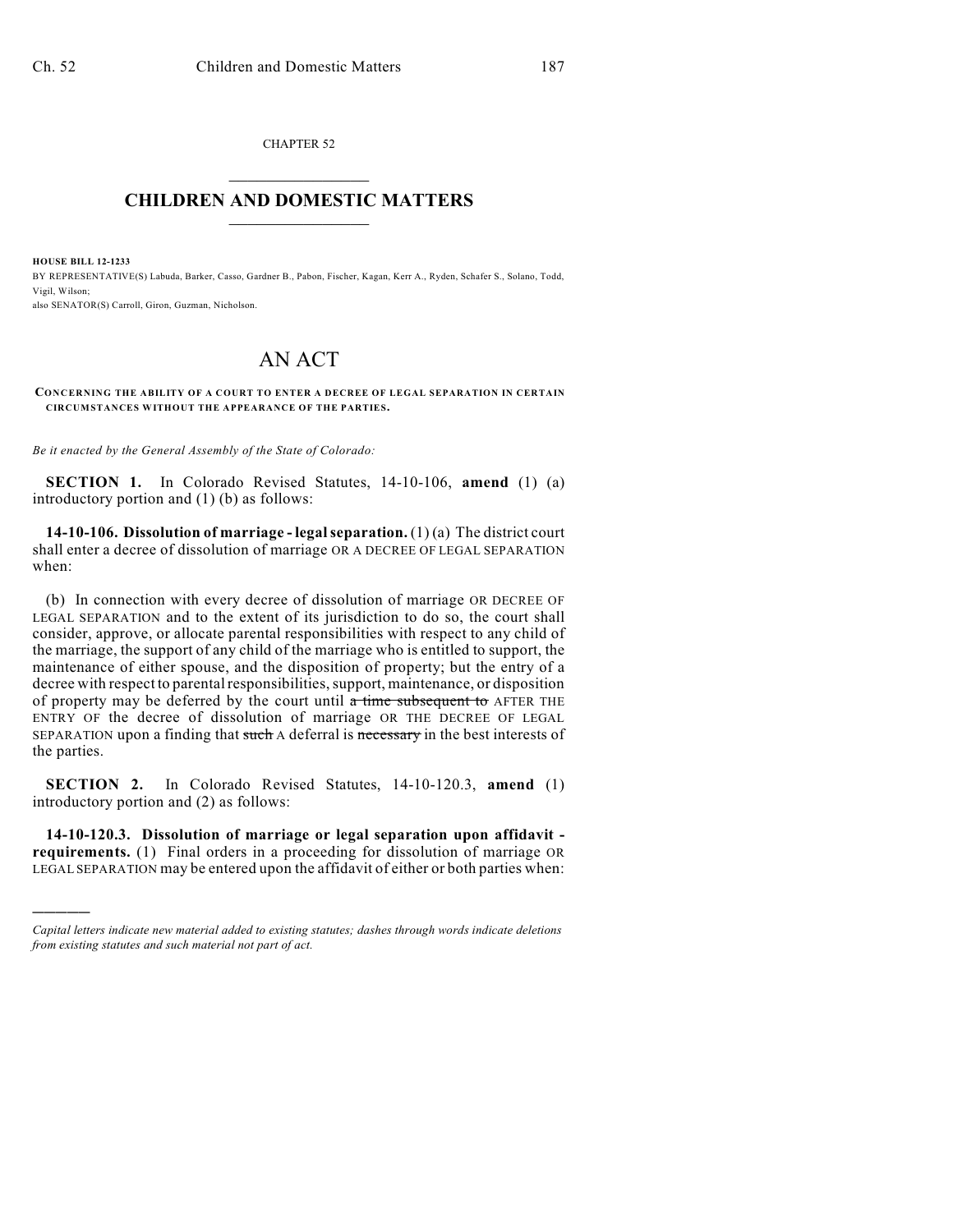CHAPTER 52

# CHILDREN AND DOMESTIC MATTERS

**HOUSE BILL 12-1233**

BY REPRESENTATIVE(S) Labuda, Barker, Casso, Gardner B., Pabon, Fischer, Kagan, Kerr A., Ryden, Schafer S., Solano, Todd, Vigil, Wilson;
also SENATOR(S) Carroll, Giron, Guzman, Nicholson.

# AN ACT

**CONCERNING THE ABILITY OF A COURT TO ENTER A DECREE OF LEGAL SEPARATION IN CERTAIN CIRCUMSTANCES WITHOUT THE APPEARANCE OF THE PARTIES.**

*Be it enacted by the General Assembly of the State of Colorado:*

**SECTION 1.** In Colorado Revised Statutes, 14-10-106, **amend** (1) (a) introductory portion and (1) (b) as follows:

**14-10-106. Dissolution of marriage - legal separation.** (1) (a) The district court shall enter a decree of dissolution of marriage OR A DECREE OF LEGAL SEPARATION when:

(b) In connection with every decree of dissolution of marriage OR DECREE OF LEGAL SEPARATION and to the extent of its jurisdiction to do so, the court shall consider, approve, or allocate parental responsibilities with respect to any child of the marriage, the support of any child of the marriage who is entitled to support, the maintenance of either spouse, and the disposition of property; but the entry of a decree with respect to parental responsibilities, support, maintenance, or disposition of property may be deferred by the court until ~~a time subsequent to~~ AFTER THE ENTRY OF the decree of dissolution of marriage OR THE DECREE OF LEGAL SEPARATION upon a finding that ~~such~~ A deferral is ~~necessary~~ in the best interests of the parties.

**SECTION 2.** In Colorado Revised Statutes, 14-10-120.3, **amend** (1) introductory portion and (2) as follows:

**14-10-120.3. Dissolution of marriage or legal separation upon affidavit - requirements.** (1) Final orders in a proceeding for dissolution of marriage OR LEGAL SEPARATION may be entered upon the affidavit of either or both parties when:

---

*Capital letters indicate new material added to existing statutes; dashes through words indicate deletions from existing statutes and such material not part of act.*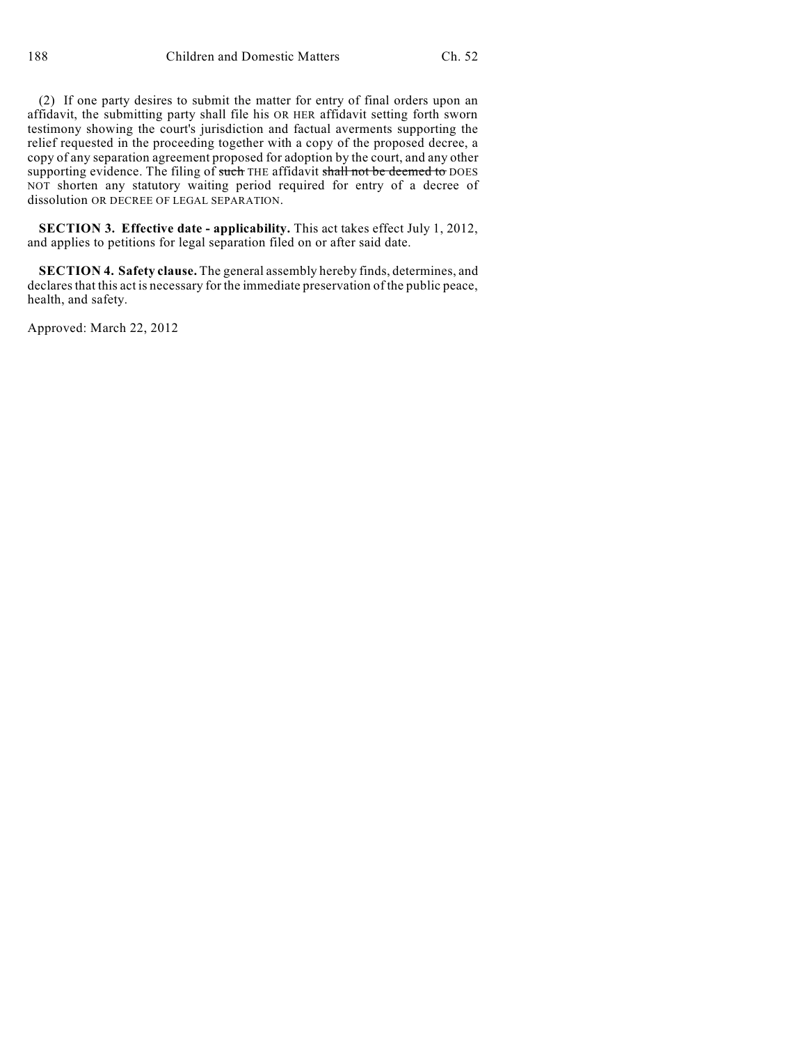(2) If one party desires to submit the matter for entry of final orders upon an affidavit, the submitting party shall file his OR HER affidavit setting forth sworn testimony showing the court's jurisdiction and factual averments supporting the relief requested in the proceeding together with a copy of the proposed decree, a copy of any separation agreement proposed for adoption by the court, and any other supporting evidence. The filing of ~~such~~ THE affidavit ~~shall not be deemed to~~ DOES NOT shorten any statutory waiting period required for entry of a decree of dissolution OR DECREE OF LEGAL SEPARATION.

**SECTION 3. Effective date - applicability.** This act takes effect July 1, 2012, and applies to petitions for legal separation filed on or after said date.

**SECTION 4. Safety clause.** The general assembly hereby finds, determines, and declares that this act is necessary for the immediate preservation of the public peace, health, and safety.

Approved: March 22, 2012